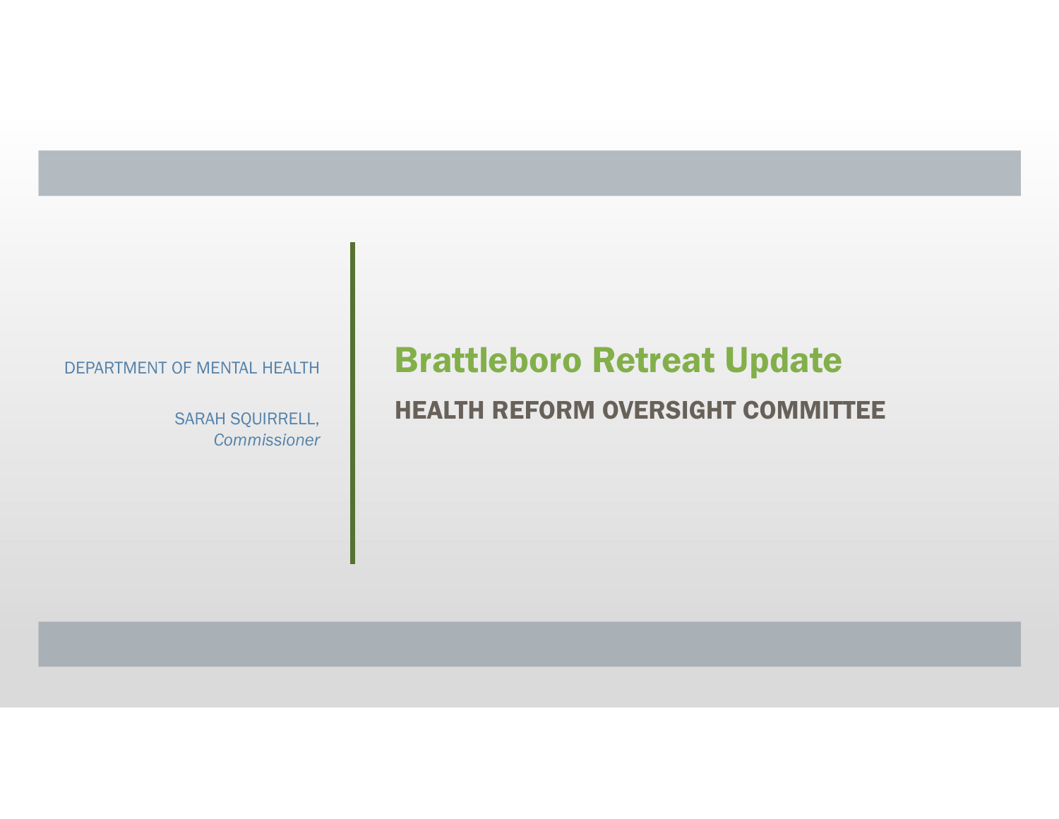# Brattleboro Retreat Update

## HEALTH REFORM OVERSIGHT COMMITTEE

DEPARTMENT OF MENTAL HEALTH

SARAH SQUIRRELL, *Commissioner*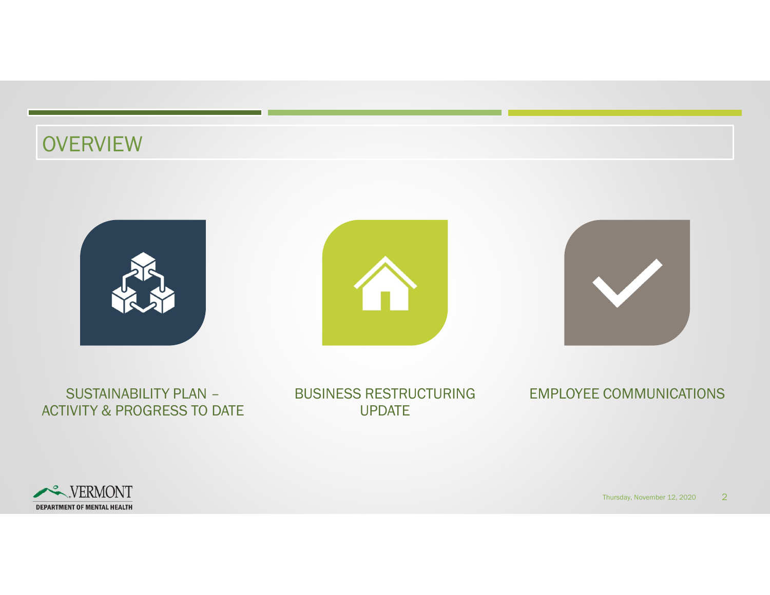# OVERVIEW

- SUSTAINABILITY PLAN – ACTIVITY & PROGRESS TO DATE
- BUSINESS RESTRUCTURING UPDATE
- EMPLOYEE COMMUNICATIONS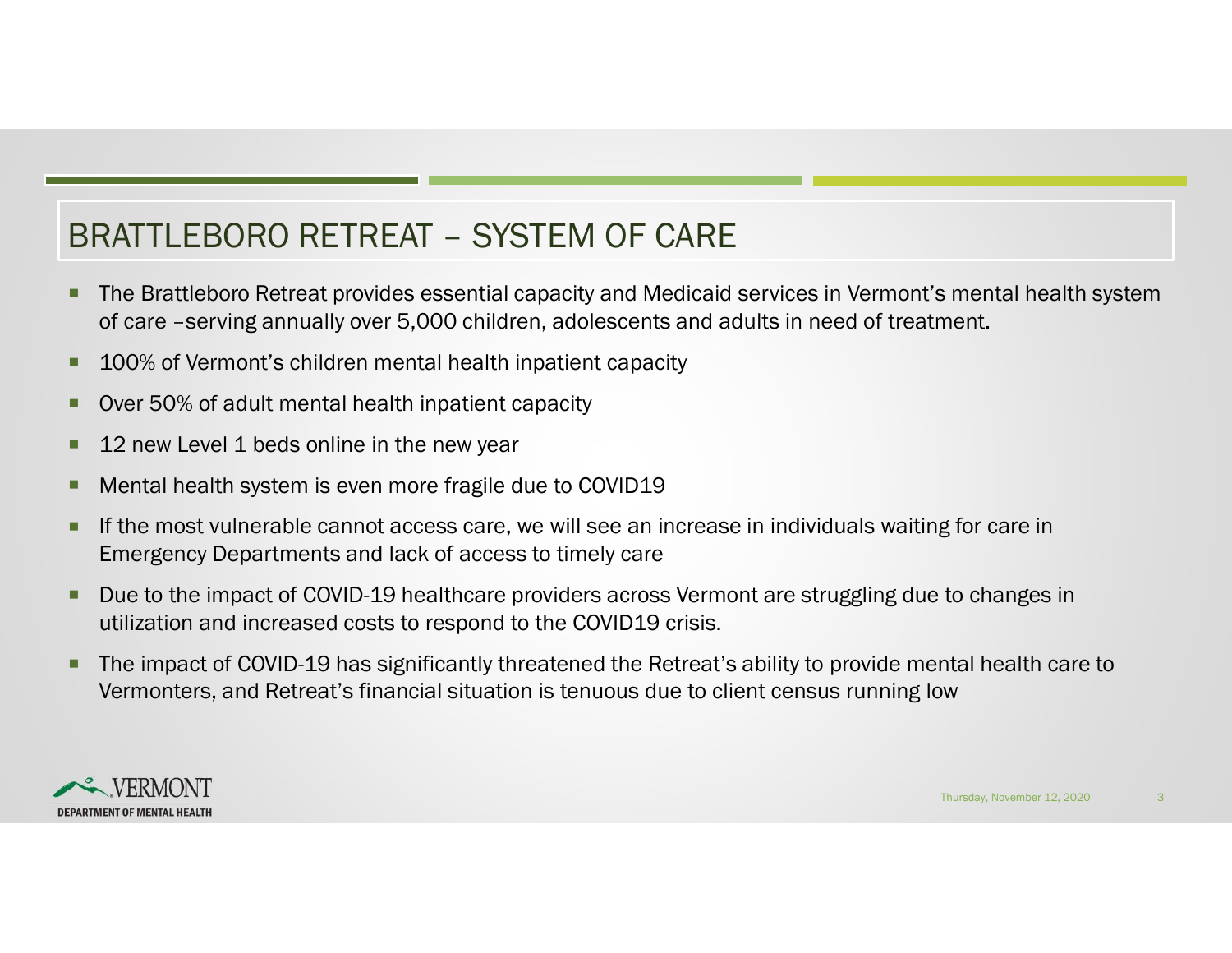# BRATTLEBORO RETREAT – SYSTEM OF CARE

- The Brattleboro Retreat provides essential capacity and Medicaid services in Vermont's mental health system of care –serving annually over 5,000 children, adolescents and adults in need of treatment.
- 100% of Vermont's children mental health inpatient capacity
- Over 50% of adult mental health inpatient capacity
- 12 new Level 1 beds online in the new year
- Mental health system is even more fragile due to COVID19
- If the most vulnerable cannot access care, we will see an increase in individuals waiting for care in Emergency Departments and lack of access to timely care
- Due to the impact of COVID-19 healthcare providers across Vermont are struggling due to changes in utilization and increased costs to respond to the COVID19 crisis.
- The impact of COVID-19 has significantly threatened the Retreat's ability to provide mental health care to Vermonters, and Retreat's financial situation is tenuous due to client census running low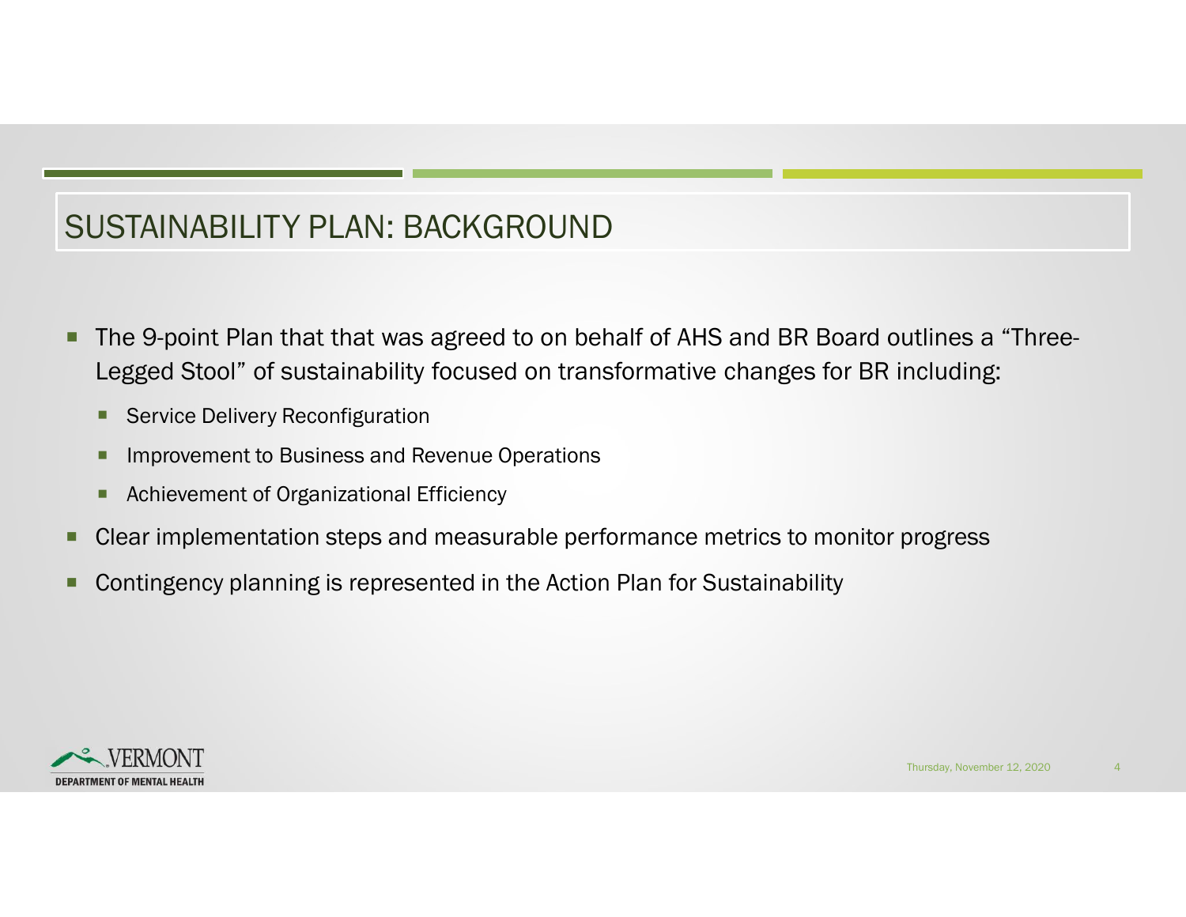# SUSTAINABILITY PLAN: BACKGROUND

- The 9-point Plan that that was agreed to on behalf of AHS and BR Board outlines a "Three-Legged Stool" of sustainability focused on transformative changes for BR including:
  - Service Delivery Reconfiguration
  - Improvement to Business and Revenue Operations
  - Achievement of Organizational Efficiency
- Clear implementation steps and measurable performance metrics to monitor progress
- Contingency planning is represented in the Action Plan for Sustainability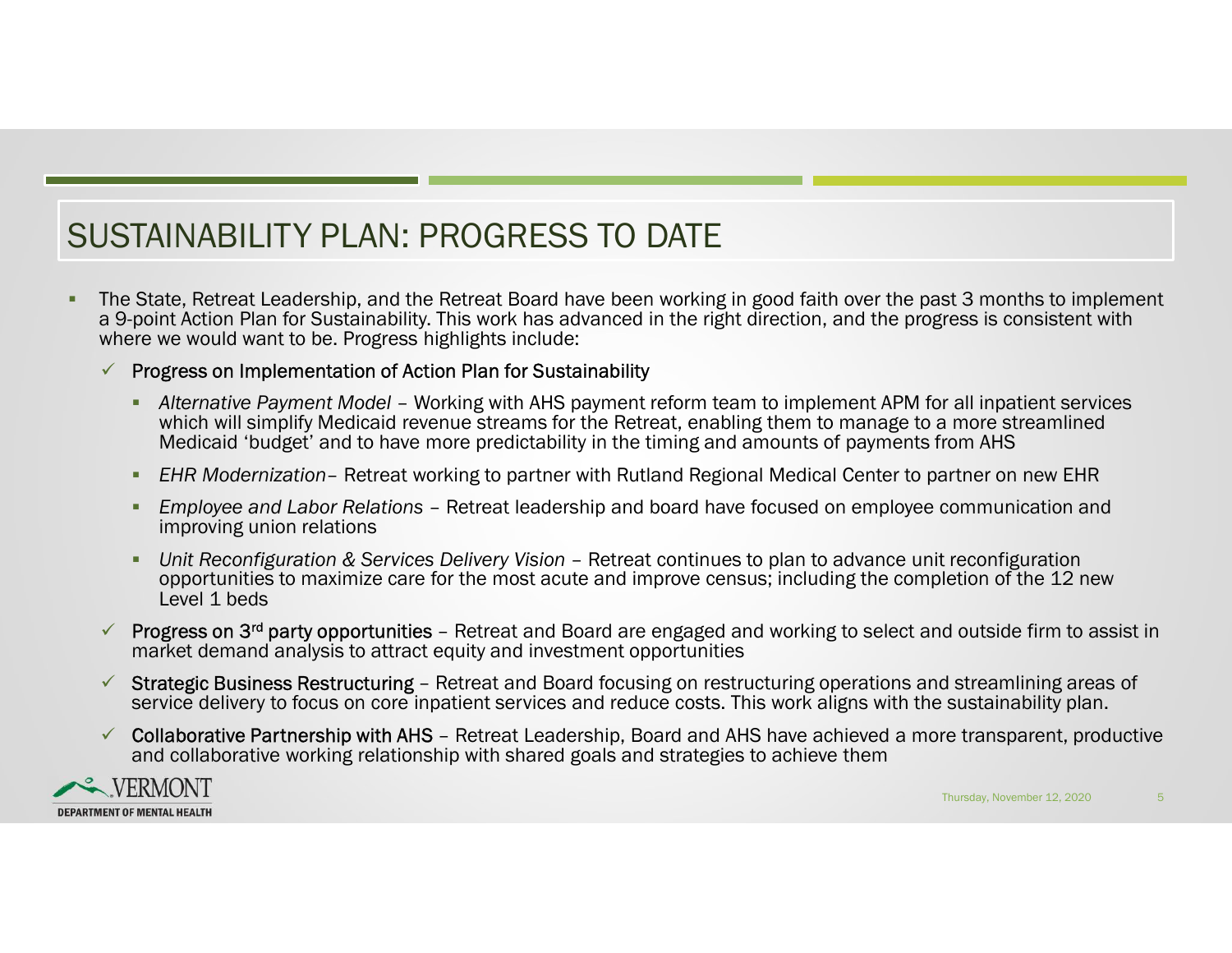# SUSTAINABILITY PLAN: PROGRESS TO DATE

- The State, Retreat Leadership, and the Retreat Board have been working in good faith over the past 3 months to implement a 9-point Action Plan for Sustainability. This work has advanced in the right direction, and the progress is consistent with where we would want to be. Progress highlights include:
  - ✓ Progress on Implementation of Action Plan for Sustainability
    - *Alternative Payment Model* – Working with AHS payment reform team to implement APM for all inpatient services which will simplify Medicaid revenue streams for the Retreat, enabling them to manage to a more streamlined Medicaid 'budget' and to have more predictability in the timing and amounts of payments from AHS
    - *EHR Modernization*– Retreat working to partner with Rutland Regional Medical Center to partner on new EHR
    - *Employee and Labor Relations* – Retreat leadership and board have focused on employee communication and improving union relations
    - *Unit Reconfiguration & Services Delivery Vision* – Retreat continues to plan to advance unit reconfiguration opportunities to maximize care for the most acute and improve census; including the completion of the 12 new Level 1 beds
  - ✓ Progress on 3rd party opportunities – Retreat and Board are engaged and working to select and outside firm to assist in market demand analysis to attract equity and investment opportunities
  - ✓ Strategic Business Restructuring – Retreat and Board focusing on restructuring operations and streamlining areas of service delivery to focus on core inpatient services and reduce costs. This work aligns with the sustainability plan.
  - ✓ Collaborative Partnership with AHS – Retreat Leadership, Board and AHS have achieved a more transparent, productive and collaborative working relationship with shared goals and strategies to achieve them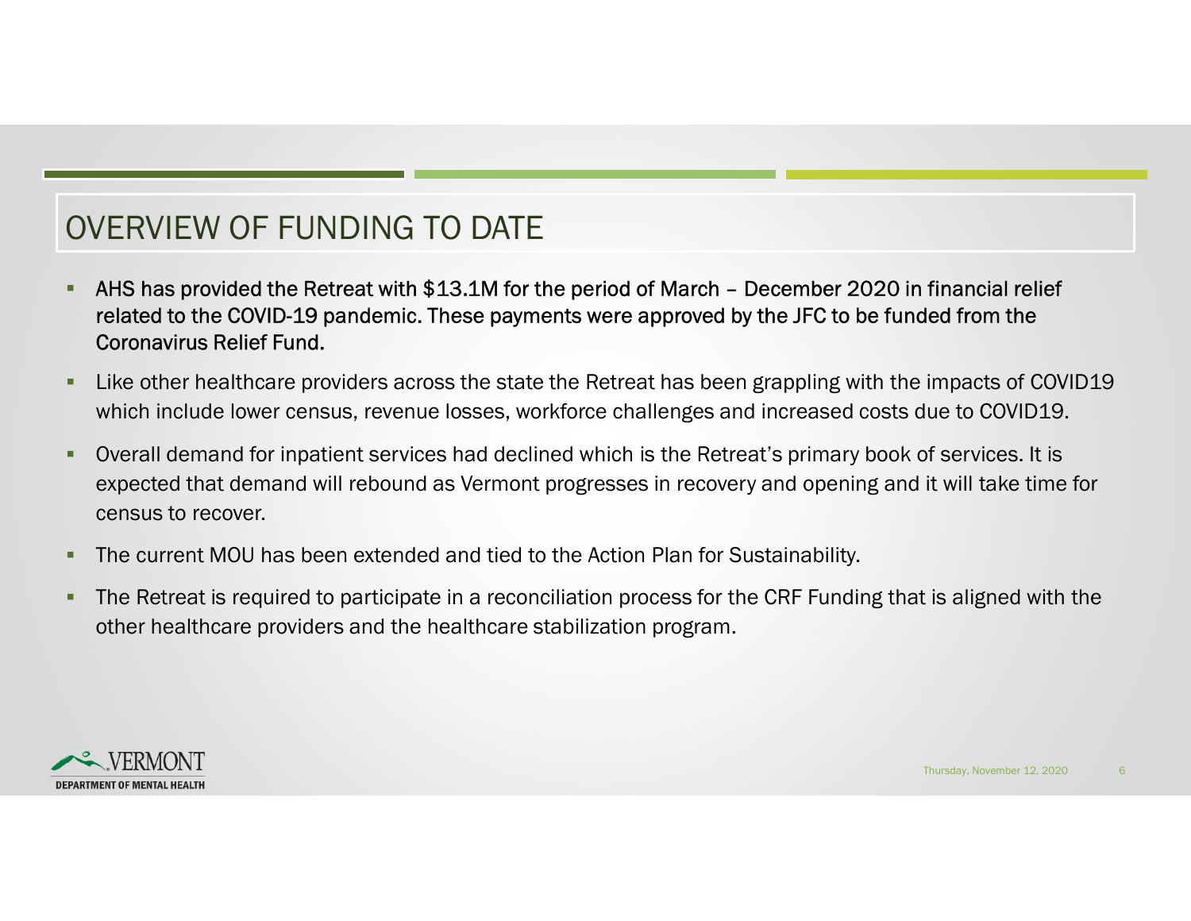# OVERVIEW OF FUNDING TO DATE

- **AHS has provided the Retreat with $13.1M for the period of March – December 2020 in financial relief related to the COVID-19 pandemic. These payments were approved by the JFC to be funded from the Coronavirus Relief Fund.**
- Like other healthcare providers across the state the Retreat has been grappling with the impacts of COVID19 which include lower census, revenue losses, workforce challenges and increased costs due to COVID19.
- Overall demand for inpatient services had declined which is the Retreat's primary book of services. It is expected that demand will rebound as Vermont progresses in recovery and opening and it will take time for census to recover.
- The current MOU has been extended and tied to the Action Plan for Sustainability.
- The Retreat is required to participate in a reconciliation process for the CRF Funding that is aligned with the other healthcare providers and the healthcare stabilization program.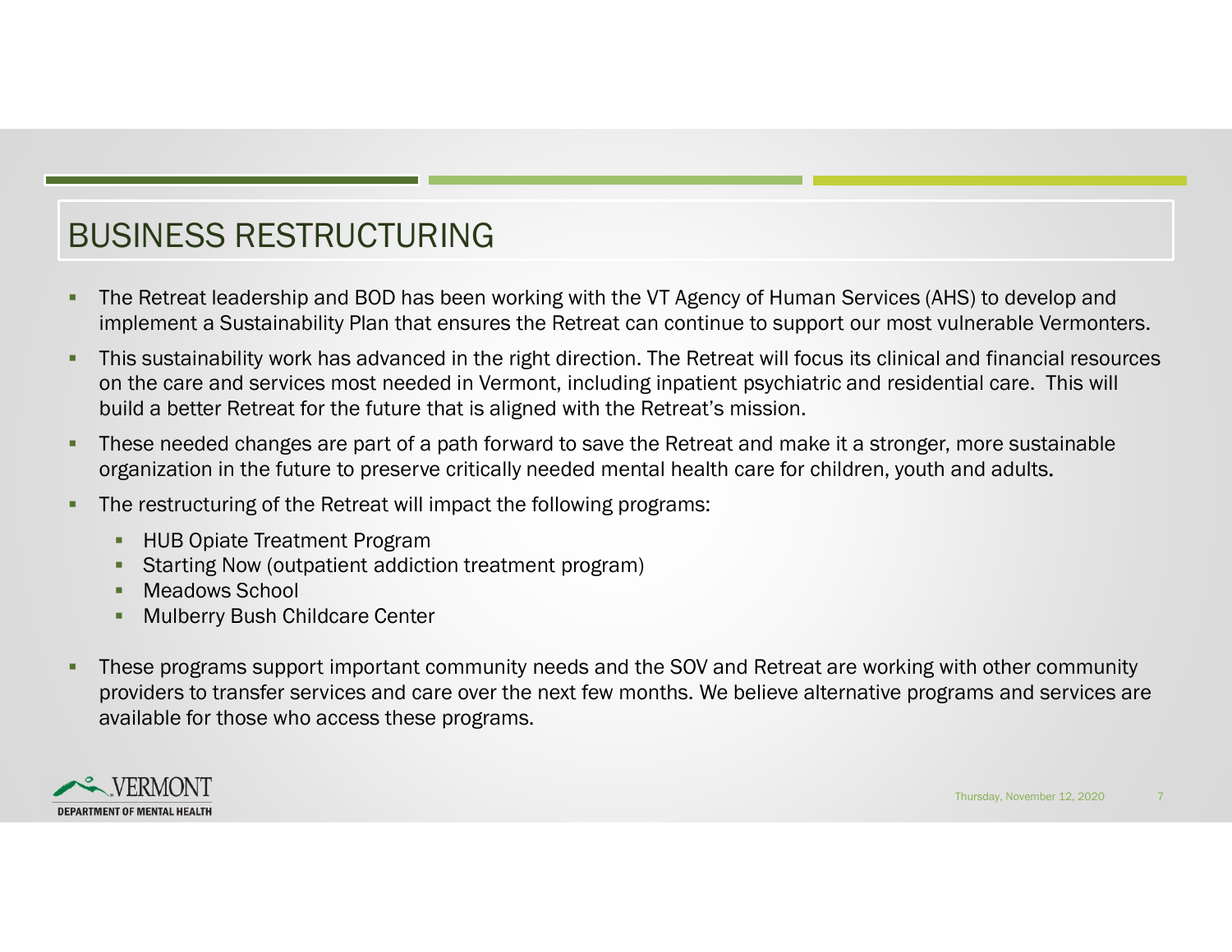# BUSINESS RESTRUCTURING

- The Retreat leadership and BOD has been working with the VT Agency of Human Services (AHS) to develop and implement a Sustainability Plan that ensures the Retreat can continue to support our most vulnerable Vermonters.
- This sustainability work has advanced in the right direction. The Retreat will focus its clinical and financial resources on the care and services most needed in Vermont, including inpatient psychiatric and residential care. This will build a better Retreat for the future that is aligned with the Retreat's mission.
- These needed changes are part of a path forward to save the Retreat and make it a stronger, more sustainable organization in the future to preserve critically needed mental health care for children, youth and adults.
- The restructuring of the Retreat will impact the following programs:
  - HUB Opiate Treatment Program
  - Starting Now (outpatient addiction treatment program)
  - Meadows School
  - Mulberry Bush Childcare Center
- These programs support important community needs and the SOV and Retreat are working with other community providers to transfer services and care over the next few months. We believe alternative programs and services are available for those who access these programs.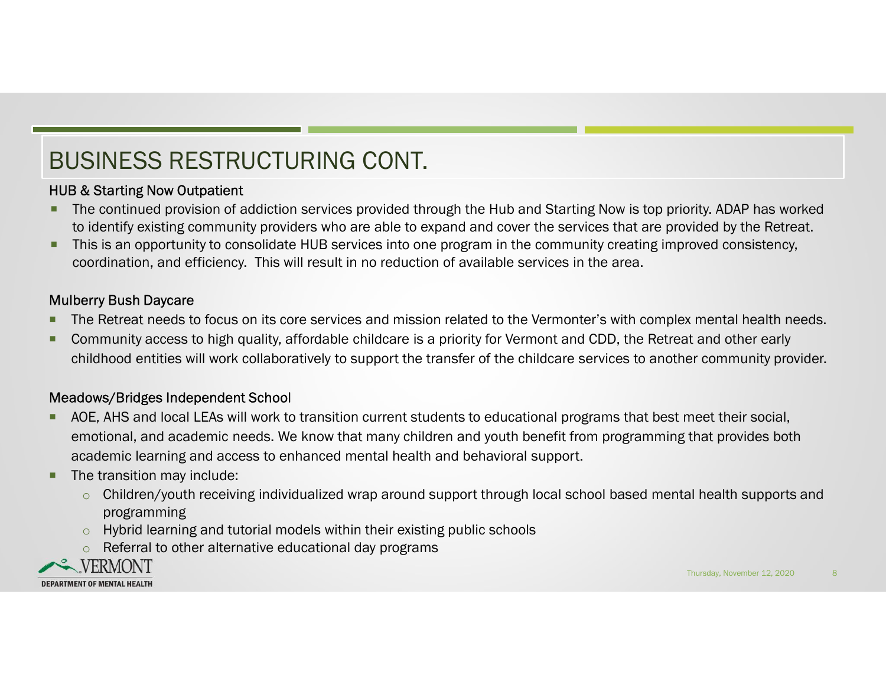# BUSINESS RESTRUCTURING CONT.

### HUB & Starting Now Outpatient

- The continued provision of addiction services provided through the Hub and Starting Now is top priority. ADAP has worked to identify existing community providers who are able to expand and cover the services that are provided by the Retreat.
- This is an opportunity to consolidate HUB services into one program in the community creating improved consistency, coordination, and efficiency. This will result in no reduction of available services in the area.

### Mulberry Bush Daycare

- The Retreat needs to focus on its core services and mission related to the Vermonter's with complex mental health needs.
- Community access to high quality, affordable childcare is a priority for Vermont and CDD, the Retreat and other early childhood entities will work collaboratively to support the transfer of the childcare services to another community provider.

### Meadows/Bridges Independent School

- AOE, AHS and local LEAs will work to transition current students to educational programs that best meet their social, emotional, and academic needs. We know that many children and youth benefit from programming that provides both academic learning and access to enhanced mental health and behavioral support.
- The transition may include:
  - Children/youth receiving individualized wrap around support through local school based mental health supports and programming
  - Hybrid learning and tutorial models within their existing public schools
  - Referral to other alternative educational day programs

VERMONT DEPARTMENT OF MENTAL HEALTH

Thursday, November 12, 2020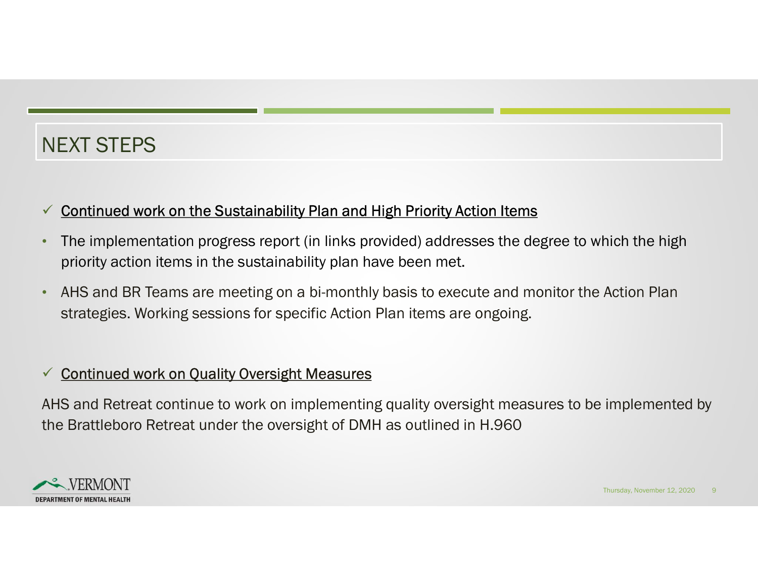# NEXT STEPS

✓ **Continued work on the Sustainability Plan and High Priority Action Items**

- The implementation progress report (in links provided) addresses the degree to which the high priority action items in the sustainability plan have been met.
- AHS and BR Teams are meeting on a bi-monthly basis to execute and monitor the Action Plan strategies. Working sessions for specific Action Plan items are ongoing.

✓ **Continued work on Quality Oversight Measures**

AHS and Retreat continue to work on implementing quality oversight measures to be implemented by the Brattleboro Retreat under the oversight of DMH as outlined in H.960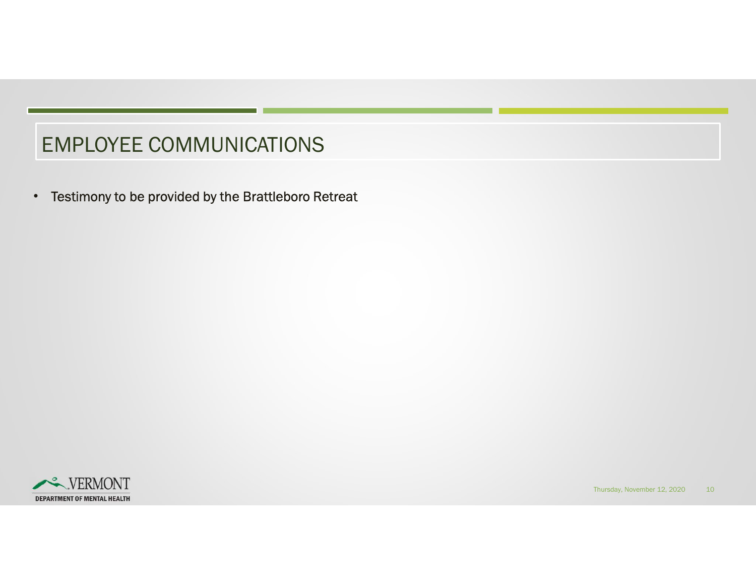# EMPLOYEE COMMUNICATIONS

- Testimony to be provided by the Brattleboro Retreat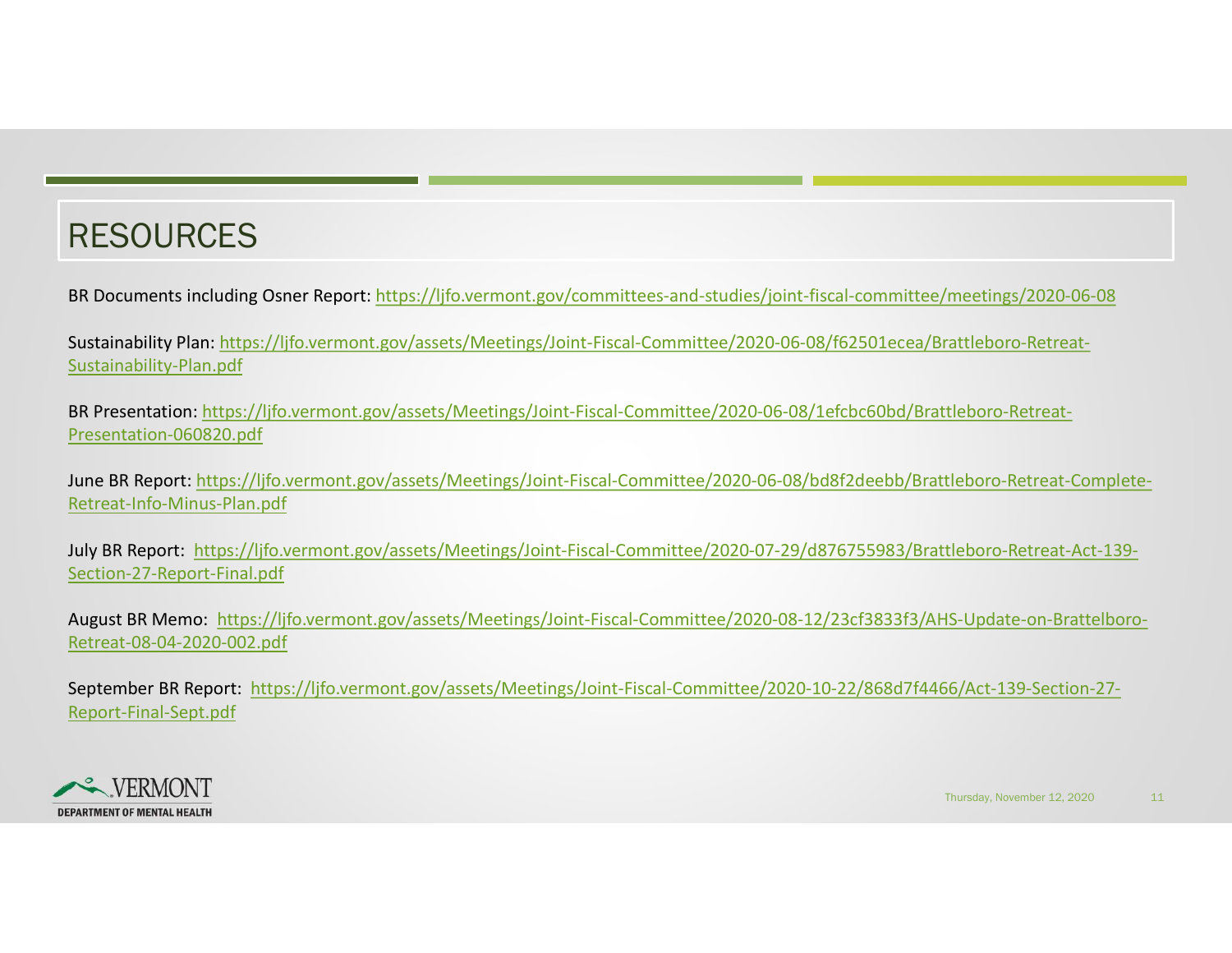# RESOURCES

BR Documents including Osner Report: https://ljfo.vermont.gov/committees-and-studies/joint-fiscal-committee/meetings/2020-06-08

Sustainability Plan: https://ljfo.vermont.gov/assets/Meetings/Joint-Fiscal-Committee/2020-06-08/f62501ecea/Brattleboro-Retreat-Sustainability-Plan.pdf

BR Presentation: https://ljfo.vermont.gov/assets/Meetings/Joint-Fiscal-Committee/2020-06-08/1efcbc60bd/Brattleboro-Retreat-Presentation-060820.pdf

June BR Report: https://ljfo.vermont.gov/assets/Meetings/Joint-Fiscal-Committee/2020-06-08/bd8f2deebb/Brattleboro-Retreat-Complete-Retreat-Info-Minus-Plan.pdf

July BR Report: https://ljfo.vermont.gov/assets/Meetings/Joint-Fiscal-Committee/2020-07-29/d876755983/Brattleboro-Retreat-Act-139-Section-27-Report-Final.pdf

August BR Memo: https://ljfo.vermont.gov/assets/Meetings/Joint-Fiscal-Committee/2020-08-12/23cf3833f3/AHS-Update-on-Brattelboro-Retreat-08-04-2020-002.pdf

September BR Report: https://ljfo.vermont.gov/assets/Meetings/Joint-Fiscal-Committee/2020-10-22/868d7f4466/Act-139-Section-27-Report-Final-Sept.pdf

VERMONT
DEPARTMENT OF MENTAL HEALTH

Thursday, November 12, 2020